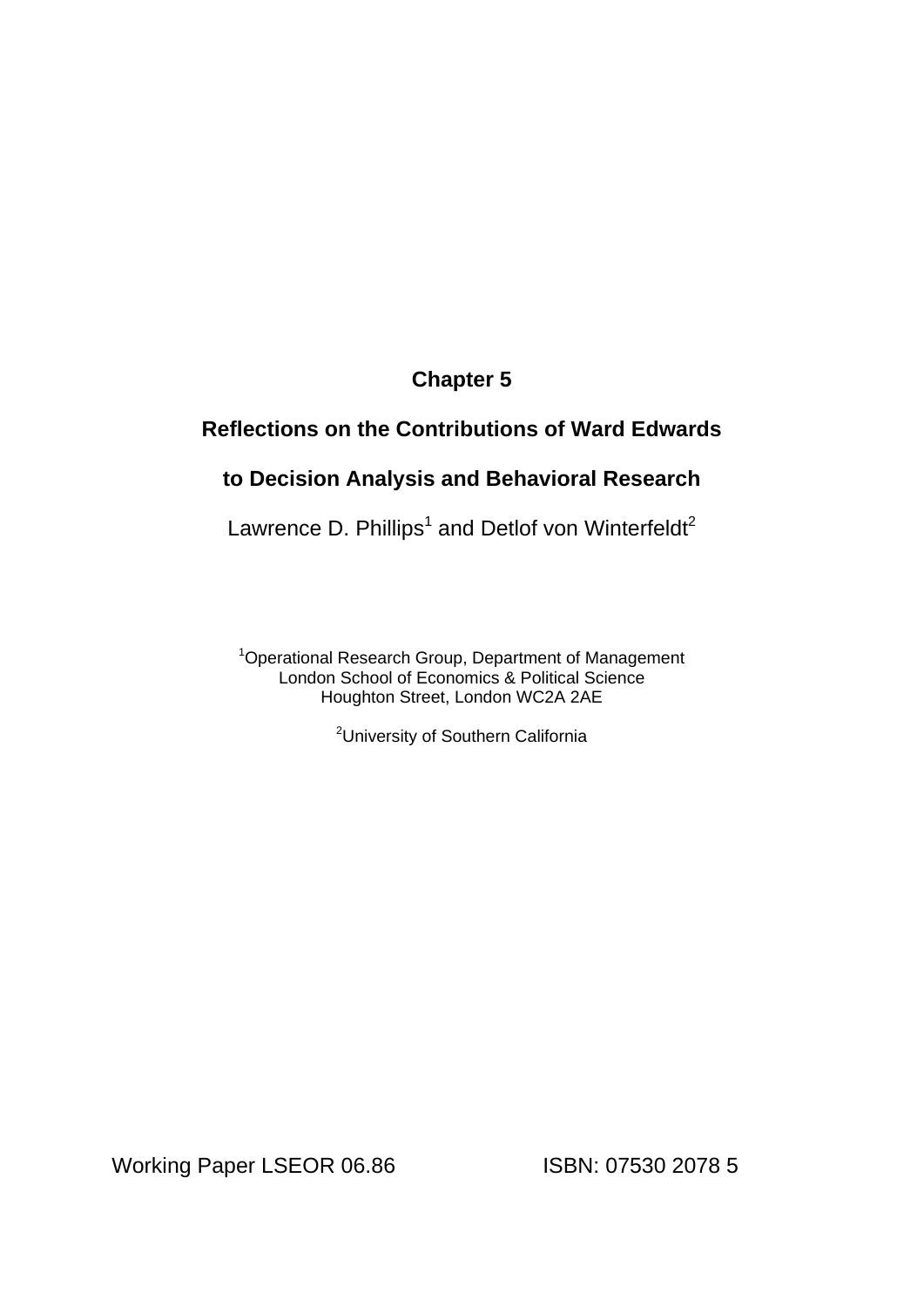# Chapter 5

## Reflections on the Contributions of Ward Edwards to Decision Analysis and Behavioral Research

Lawrence D. Phillips[1] and Detlof von Winterfeldt[2]

[1]Operational Research Group, Department of Management
London School of Economics & Political Science
Houghton Street, London WC2A 2AE

[2]University of Southern California

Working Paper LSEOR 06.86 ISBN: 07530 2078 5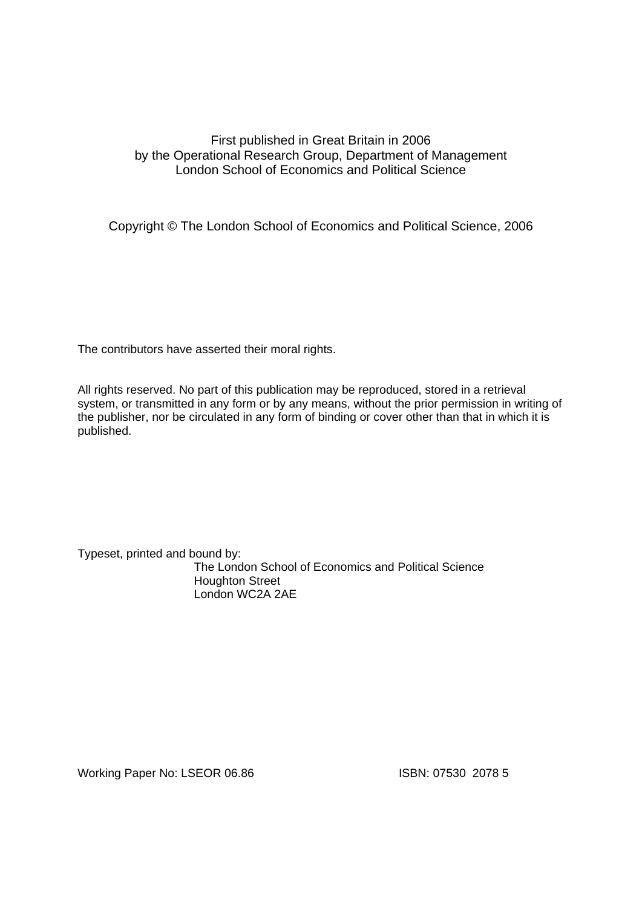First published in Great Britain in 2006
by the Operational Research Group, Department of Management
London School of Economics and Political Science

Copyright © The London School of Economics and Political Science, 2006

The contributors have asserted their moral rights.

All rights reserved. No part of this publication may be reproduced, stored in a retrieval system, or transmitted in any form or by any means, without the prior permission in writing of the publisher, nor be circulated in any form of binding or cover other than that in which it is published.

Typeset, printed and bound by:
The London School of Economics and Political Science
Houghton Street
London WC2A 2AE

Working Paper No: LSEOR 06.86 ISBN: 07530 2078 5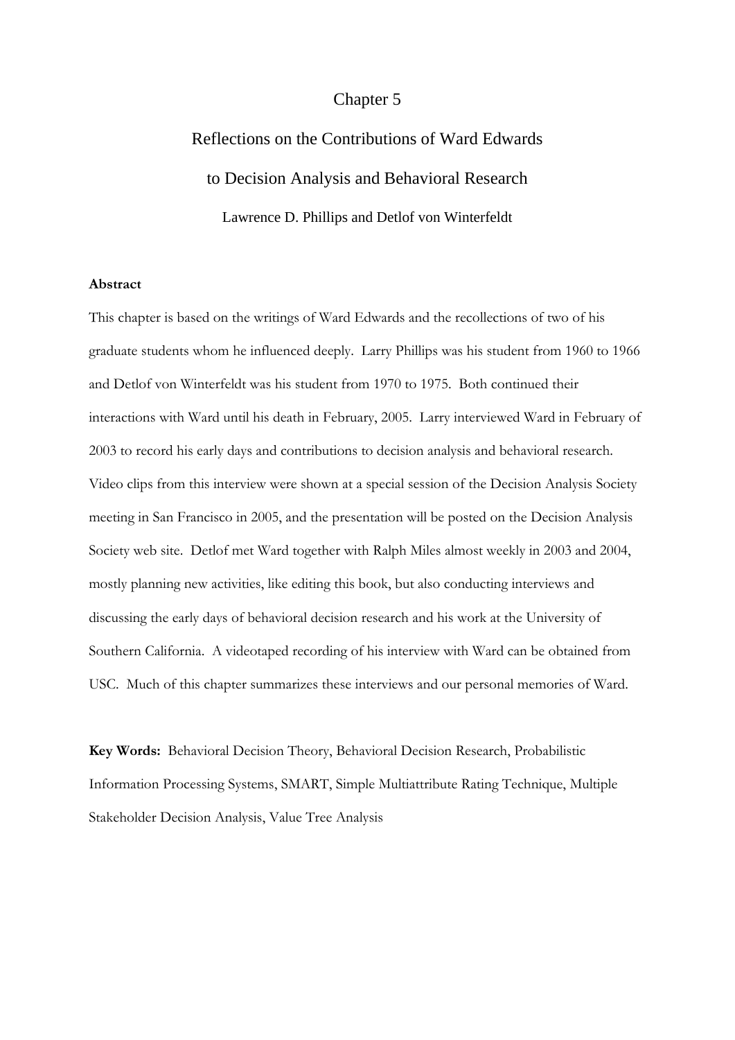# Chapter 5

## Reflections on the Contributions of Ward Edwards to Decision Analysis and Behavioral Research

Lawrence D. Phillips and Detlof von Winterfeldt

**Abstract**

This chapter is based on the writings of Ward Edwards and the recollections of two of his graduate students whom he influenced deeply. Larry Phillips was his student from 1960 to 1966 and Detlof von Winterfeldt was his student from 1970 to 1975. Both continued their interactions with Ward until his death in February, 2005. Larry interviewed Ward in February of 2003 to record his early days and contributions to decision analysis and behavioral research. Video clips from this interview were shown at a special session of the Decision Analysis Society meeting in San Francisco in 2005, and the presentation will be posted on the Decision Analysis Society web site. Detlof met Ward together with Ralph Miles almost weekly in 2003 and 2004, mostly planning new activities, like editing this book, but also conducting interviews and discussing the early days of behavioral decision research and his work at the University of Southern California. A videotaped recording of his interview with Ward can be obtained from USC. Much of this chapter summarizes these interviews and our personal memories of Ward.

**Key Words:** Behavioral Decision Theory, Behavioral Decision Research, Probabilistic Information Processing Systems, SMART, Simple Multiattribute Rating Technique, Multiple Stakeholder Decision Analysis, Value Tree Analysis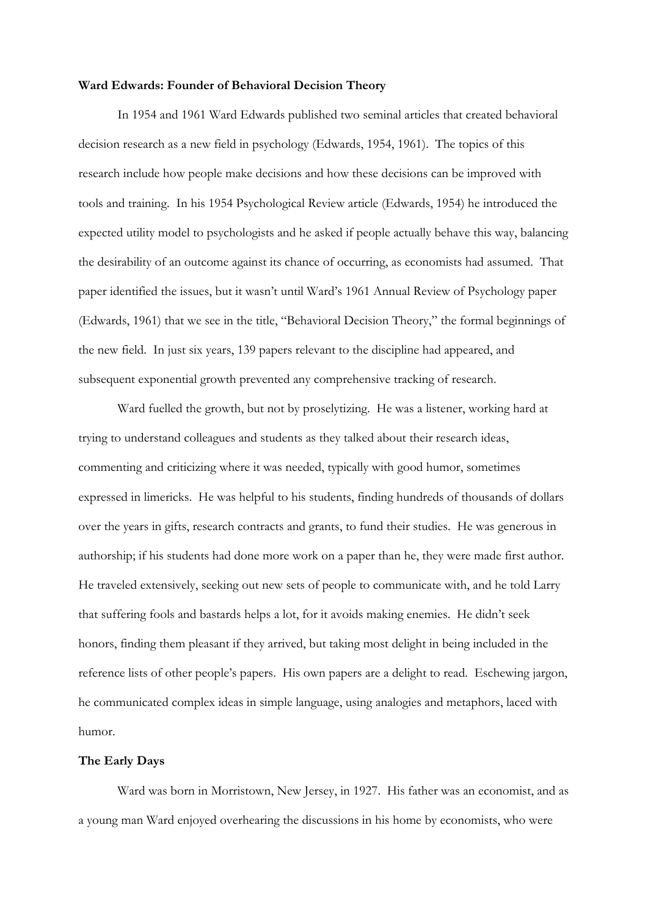**Ward Edwards: Founder of Behavioral Decision Theory**

In 1954 and 1961 Ward Edwards published two seminal articles that created behavioral decision research as a new field in psychology (Edwards, 1954, 1961). The topics of this research include how people make decisions and how these decisions can be improved with tools and training. In his 1954 Psychological Review article (Edwards, 1954) he introduced the expected utility model to psychologists and he asked if people actually behave this way, balancing the desirability of an outcome against its chance of occurring, as economists had assumed. That paper identified the issues, but it wasn't until Ward's 1961 Annual Review of Psychology paper (Edwards, 1961) that we see in the title, "Behavioral Decision Theory," the formal beginnings of the new field. In just six years, 139 papers relevant to the discipline had appeared, and subsequent exponential growth prevented any comprehensive tracking of research.

Ward fuelled the growth, but not by proselytizing. He was a listener, working hard at trying to understand colleagues and students as they talked about their research ideas, commenting and criticizing where it was needed, typically with good humor, sometimes expressed in limericks. He was helpful to his students, finding hundreds of thousands of dollars over the years in gifts, research contracts and grants, to fund their studies. He was generous in authorship; if his students had done more work on a paper than he, they were made first author. He traveled extensively, seeking out new sets of people to communicate with, and he told Larry that suffering fools and bastards helps a lot, for it avoids making enemies. He didn't seek honors, finding them pleasant if they arrived, but taking most delight in being included in the reference lists of other people's papers. His own papers are a delight to read. Eschewing jargon, he communicated complex ideas in simple language, using analogies and metaphors, laced with humor.

**The Early Days**

Ward was born in Morristown, New Jersey, in 1927. His father was an economist, and as a young man Ward enjoyed overhearing the discussions in his home by economists, who were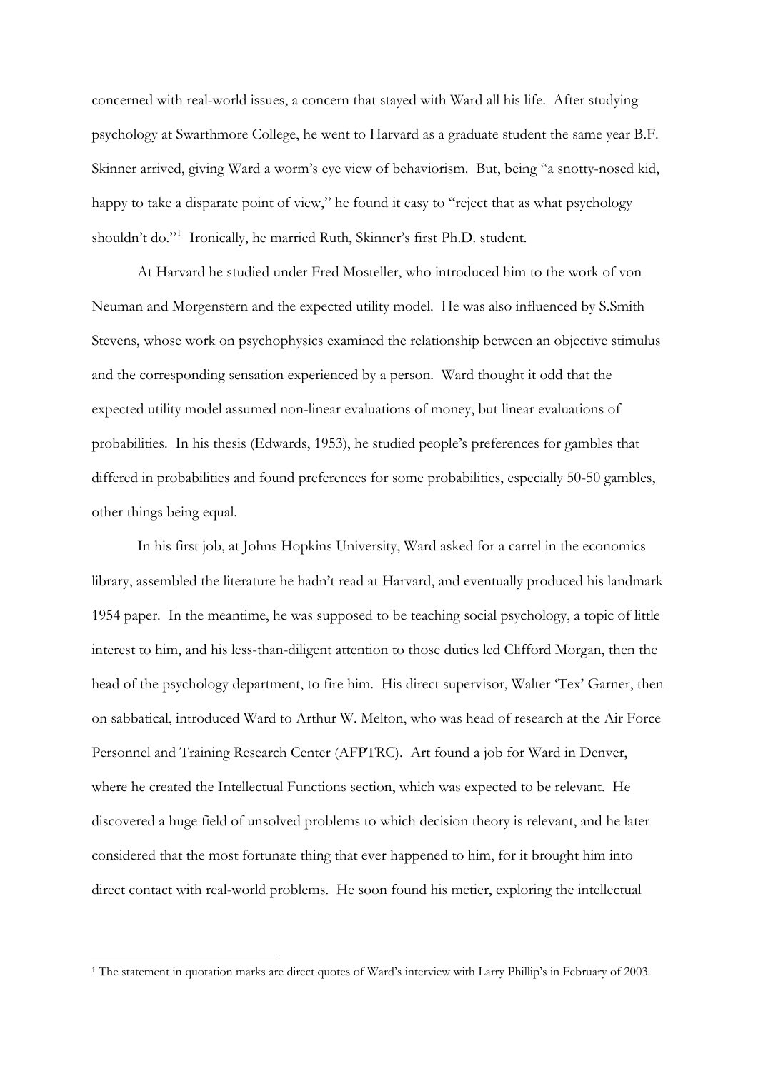concerned with real-world issues, a concern that stayed with Ward all his life. After studying psychology at Swarthmore College, he went to Harvard as a graduate student the same year B.F. Skinner arrived, giving Ward a worm's eye view of behaviorism. But, being "a snotty-nosed kid, happy to take a disparate point of view," he found it easy to "reject that as what psychology shouldn't do."[1] Ironically, he married Ruth, Skinner's first Ph.D. student.

At Harvard he studied under Fred Mosteller, who introduced him to the work of von Neuman and Morgenstern and the expected utility model. He was also influenced by S.Smith Stevens, whose work on psychophysics examined the relationship between an objective stimulus and the corresponding sensation experienced by a person. Ward thought it odd that the expected utility model assumed non-linear evaluations of money, but linear evaluations of probabilities. In his thesis (Edwards, 1953), he studied people's preferences for gambles that differed in probabilities and found preferences for some probabilities, especially 50-50 gambles, other things being equal.

In his first job, at Johns Hopkins University, Ward asked for a carrel in the economics library, assembled the literature he hadn't read at Harvard, and eventually produced his landmark 1954 paper. In the meantime, he was supposed to be teaching social psychology, a topic of little interest to him, and his less-than-diligent attention to those duties led Clifford Morgan, then the head of the psychology department, to fire him. His direct supervisor, Walter 'Tex' Garner, then on sabbatical, introduced Ward to Arthur W. Melton, who was head of research at the Air Force Personnel and Training Research Center (AFPTRC). Art found a job for Ward in Denver, where he created the Intellectual Functions section, which was expected to be relevant. He discovered a huge field of unsolved problems to which decision theory is relevant, and he later considered that the most fortunate thing that ever happened to him, for it brought him into direct contact with real-world problems. He soon found his metier, exploring the intellectual

[1] The statement in quotation marks are direct quotes of Ward's interview with Larry Phillip's in February of 2003.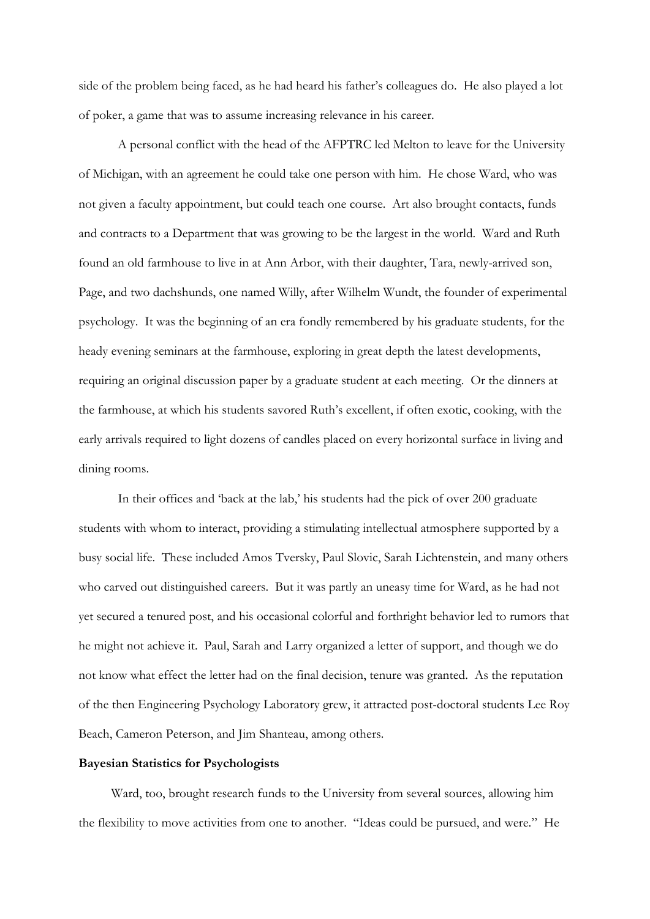side of the problem being faced, as he had heard his father's colleagues do. He also played a lot of poker, a game that was to assume increasing relevance in his career.

A personal conflict with the head of the AFPTRC led Melton to leave for the University of Michigan, with an agreement he could take one person with him. He chose Ward, who was not given a faculty appointment, but could teach one course. Art also brought contacts, funds and contracts to a Department that was growing to be the largest in the world. Ward and Ruth found an old farmhouse to live in at Ann Arbor, with their daughter, Tara, newly-arrived son, Page, and two dachshunds, one named Willy, after Wilhelm Wundt, the founder of experimental psychology. It was the beginning of an era fondly remembered by his graduate students, for the heady evening seminars at the farmhouse, exploring in great depth the latest developments, requiring an original discussion paper by a graduate student at each meeting. Or the dinners at the farmhouse, at which his students savored Ruth's excellent, if often exotic, cooking, with the early arrivals required to light dozens of candles placed on every horizontal surface in living and dining rooms.

In their offices and 'back at the lab,' his students had the pick of over 200 graduate students with whom to interact, providing a stimulating intellectual atmosphere supported by a busy social life. These included Amos Tversky, Paul Slovic, Sarah Lichtenstein, and many others who carved out distinguished careers. But it was partly an uneasy time for Ward, as he had not yet secured a tenured post, and his occasional colorful and forthright behavior led to rumors that he might not achieve it. Paul, Sarah and Larry organized a letter of support, and though we do not know what effect the letter had on the final decision, tenure was granted. As the reputation of the then Engineering Psychology Laboratory grew, it attracted post-doctoral students Lee Roy Beach, Cameron Peterson, and Jim Shanteau, among others.

**Bayesian Statistics for Psychologists**

Ward, too, brought research funds to the University from several sources, allowing him the flexibility to move activities from one to another. "Ideas could be pursued, and were." He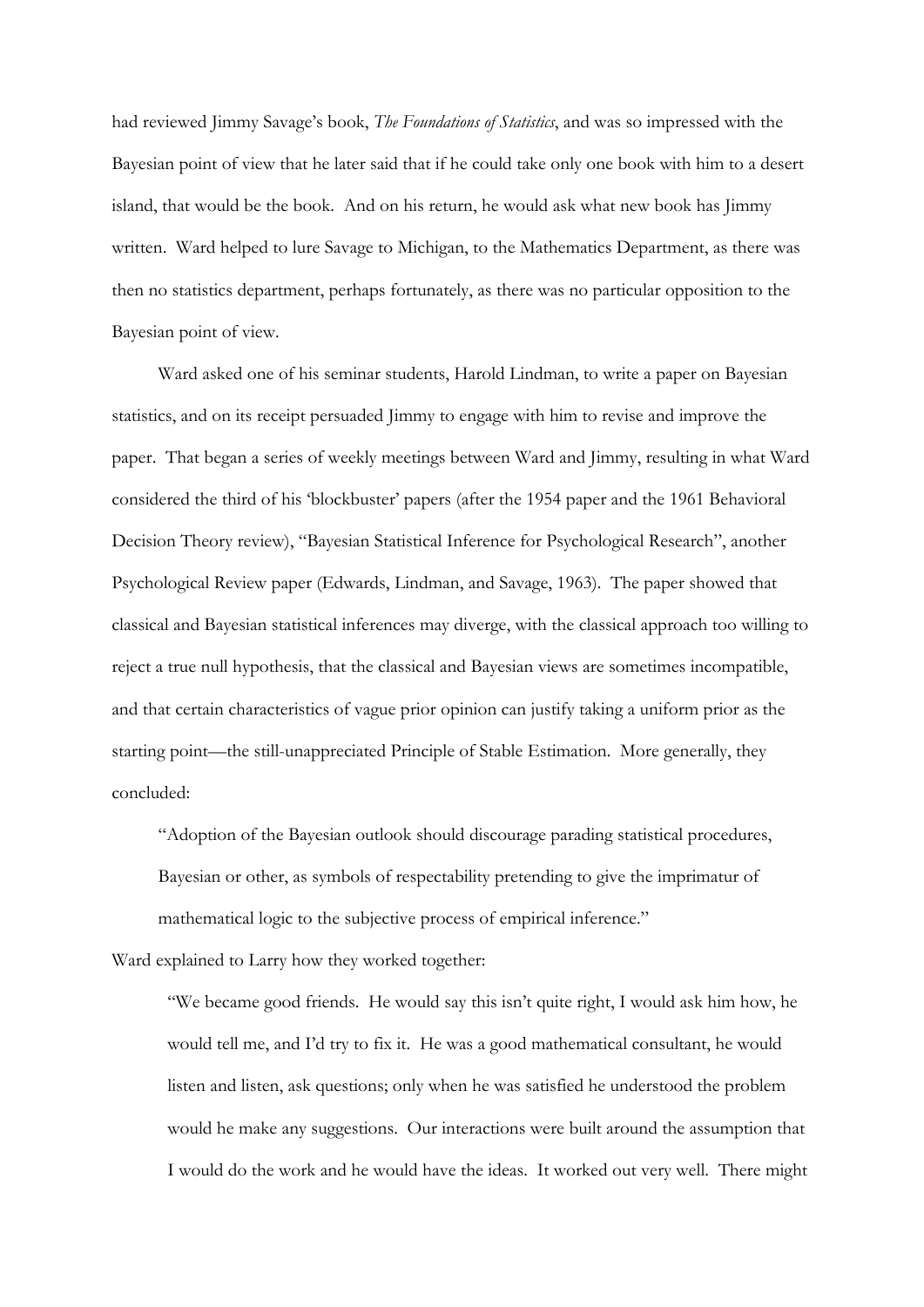had reviewed Jimmy Savage's book, *The Foundations of Statistics*, and was so impressed with the Bayesian point of view that he later said that if he could take only one book with him to a desert island, that would be the book. And on his return, he would ask what new book has Jimmy written. Ward helped to lure Savage to Michigan, to the Mathematics Department, as there was then no statistics department, perhaps fortunately, as there was no particular opposition to the Bayesian point of view.

Ward asked one of his seminar students, Harold Lindman, to write a paper on Bayesian statistics, and on its receipt persuaded Jimmy to engage with him to revise and improve the paper. That began a series of weekly meetings between Ward and Jimmy, resulting in what Ward considered the third of his 'blockbuster' papers (after the 1954 paper and the 1961 Behavioral Decision Theory review), "Bayesian Statistical Inference for Psychological Research", another Psychological Review paper (Edwards, Lindman, and Savage, 1963). The paper showed that classical and Bayesian statistical inferences may diverge, with the classical approach too willing to reject a true null hypothesis, that the classical and Bayesian views are sometimes incompatible, and that certain characteristics of vague prior opinion can justify taking a uniform prior as the starting point—the still-unappreciated Principle of Stable Estimation. More generally, they concluded:

> "Adoption of the Bayesian outlook should discourage parading statistical procedures, Bayesian or other, as symbols of respectability pretending to give the imprimatur of mathematical logic to the subjective process of empirical inference."

Ward explained to Larry how they worked together:

> "We became good friends. He would say this isn't quite right, I would ask him how, he would tell me, and I'd try to fix it. He was a good mathematical consultant, he would listen and listen, ask questions; only when he was satisfied he understood the problem would he make any suggestions. Our interactions were built around the assumption that I would do the work and he would have the ideas. It worked out very well. There might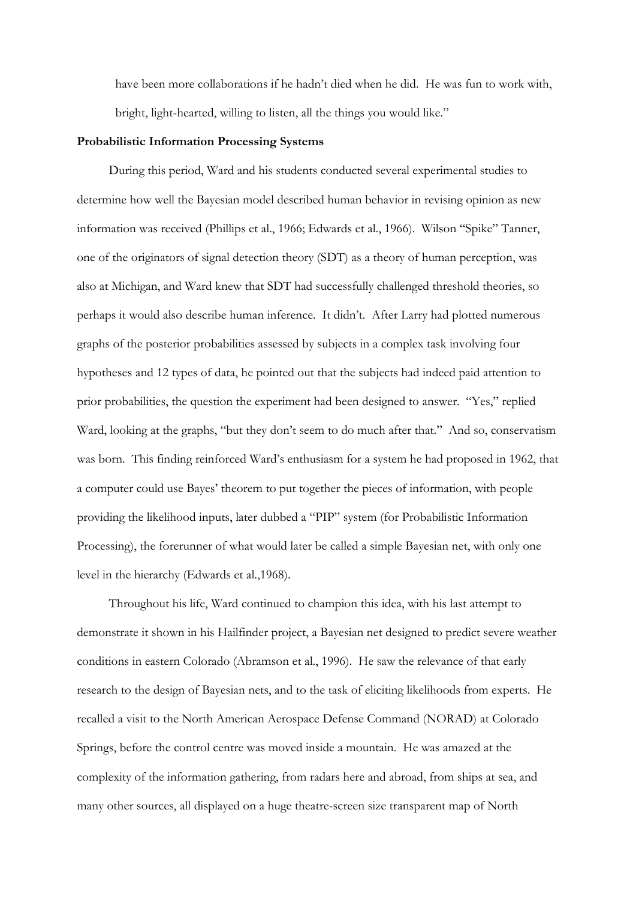have been more collaborations if he hadn't died when he did. He was fun to work with, bright, light-hearted, willing to listen, all the things you would like."

**Probabilistic Information Processing Systems**

During this period, Ward and his students conducted several experimental studies to determine how well the Bayesian model described human behavior in revising opinion as new information was received (Phillips et al., 1966; Edwards et al., 1966). Wilson "Spike" Tanner, one of the originators of signal detection theory (SDT) as a theory of human perception, was also at Michigan, and Ward knew that SDT had successfully challenged threshold theories, so perhaps it would also describe human inference. It didn't. After Larry had plotted numerous graphs of the posterior probabilities assessed by subjects in a complex task involving four hypotheses and 12 types of data, he pointed out that the subjects had indeed paid attention to prior probabilities, the question the experiment had been designed to answer. "Yes," replied Ward, looking at the graphs, "but they don't seem to do much after that." And so, conservatism was born. This finding reinforced Ward's enthusiasm for a system he had proposed in 1962, that a computer could use Bayes' theorem to put together the pieces of information, with people providing the likelihood inputs, later dubbed a "PIP" system (for Probabilistic Information Processing), the forerunner of what would later be called a simple Bayesian net, with only one level in the hierarchy (Edwards et al.,1968).

Throughout his life, Ward continued to champion this idea, with his last attempt to demonstrate it shown in his Hailfinder project, a Bayesian net designed to predict severe weather conditions in eastern Colorado (Abramson et al., 1996). He saw the relevance of that early research to the design of Bayesian nets, and to the task of eliciting likelihoods from experts. He recalled a visit to the North American Aerospace Defense Command (NORAD) at Colorado Springs, before the control centre was moved inside a mountain. He was amazed at the complexity of the information gathering, from radars here and abroad, from ships at sea, and many other sources, all displayed on a huge theatre-screen size transparent map of North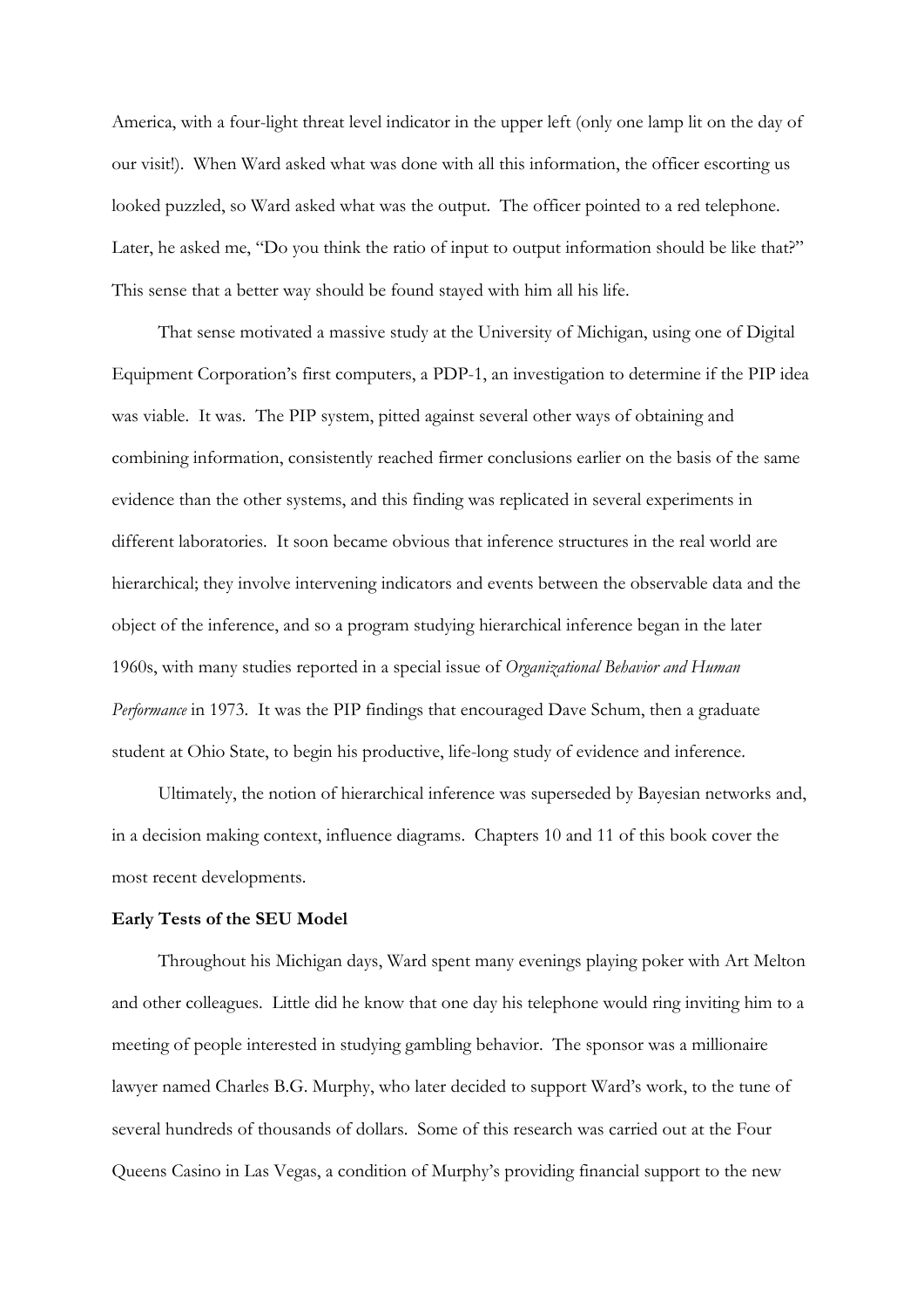America, with a four-light threat level indicator in the upper left (only one lamp lit on the day of our visit!). When Ward asked what was done with all this information, the officer escorting us looked puzzled, so Ward asked what was the output. The officer pointed to a red telephone. Later, he asked me, "Do you think the ratio of input to output information should be like that?" This sense that a better way should be found stayed with him all his life.

That sense motivated a massive study at the University of Michigan, using one of Digital Equipment Corporation's first computers, a PDP-1, an investigation to determine if the PIP idea was viable. It was. The PIP system, pitted against several other ways of obtaining and combining information, consistently reached firmer conclusions earlier on the basis of the same evidence than the other systems, and this finding was replicated in several experiments in different laboratories. It soon became obvious that inference structures in the real world are hierarchical; they involve intervening indicators and events between the observable data and the object of the inference, and so a program studying hierarchical inference began in the later 1960s, with many studies reported in a special issue of *Organizational Behavior and Human Performance* in 1973. It was the PIP findings that encouraged Dave Schum, then a graduate student at Ohio State, to begin his productive, life-long study of evidence and inference.

Ultimately, the notion of hierarchical inference was superseded by Bayesian networks and, in a decision making context, influence diagrams. Chapters 10 and 11 of this book cover the most recent developments.

**Early Tests of the SEU Model**

Throughout his Michigan days, Ward spent many evenings playing poker with Art Melton and other colleagues. Little did he know that one day his telephone would ring inviting him to a meeting of people interested in studying gambling behavior. The sponsor was a millionaire lawyer named Charles B.G. Murphy, who later decided to support Ward's work, to the tune of several hundreds of thousands of dollars. Some of this research was carried out at the Four Queens Casino in Las Vegas, a condition of Murphy's providing financial support to the new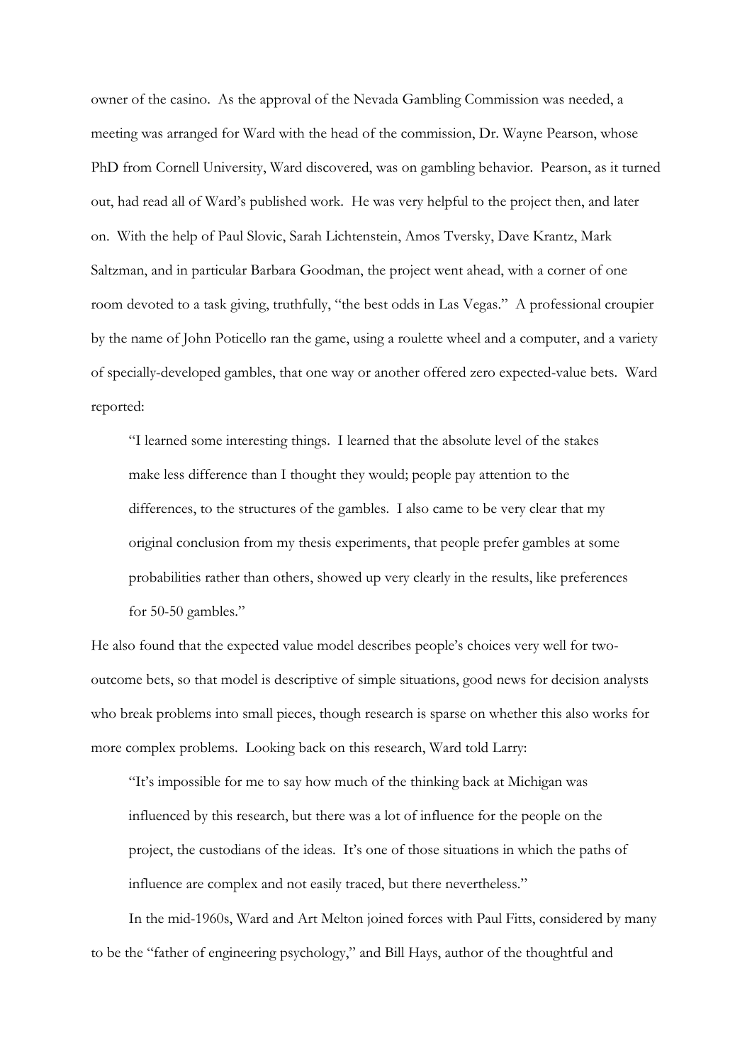owner of the casino. As the approval of the Nevada Gambling Commission was needed, a meeting was arranged for Ward with the head of the commission, Dr. Wayne Pearson, whose PhD from Cornell University, Ward discovered, was on gambling behavior. Pearson, as it turned out, had read all of Ward's published work. He was very helpful to the project then, and later on. With the help of Paul Slovic, Sarah Lichtenstein, Amos Tversky, Dave Krantz, Mark Saltzman, and in particular Barbara Goodman, the project went ahead, with a corner of one room devoted to a task giving, truthfully, "the best odds in Las Vegas." A professional croupier by the name of John Poticello ran the game, using a roulette wheel and a computer, and a variety of specially-developed gambles, that one way or another offered zero expected-value bets. Ward reported:

> "I learned some interesting things. I learned that the absolute level of the stakes make less difference than I thought they would; people pay attention to the differences, to the structures of the gambles. I also came to be very clear that my original conclusion from my thesis experiments, that people prefer gambles at some probabilities rather than others, showed up very clearly in the results, like preferences for 50-50 gambles."

He also found that the expected value model describes people's choices very well for two-outcome bets, so that model is descriptive of simple situations, good news for decision analysts who break problems into small pieces, though research is sparse on whether this also works for more complex problems. Looking back on this research, Ward told Larry:

> "It's impossible for me to say how much of the thinking back at Michigan was influenced by this research, but there was a lot of influence for the people on the project, the custodians of the ideas. It's one of those situations in which the paths of influence are complex and not easily traced, but there nevertheless."

In the mid-1960s, Ward and Art Melton joined forces with Paul Fitts, considered by many to be the "father of engineering psychology," and Bill Hays, author of the thoughtful and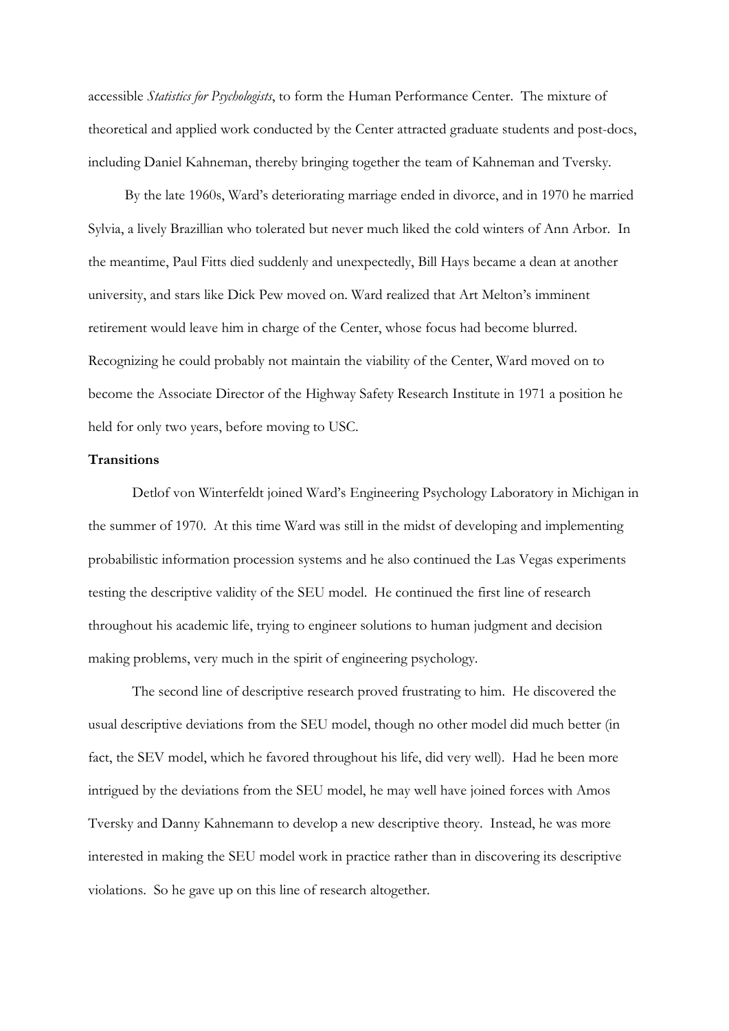accessible *Statistics for Psychologists*, to form the Human Performance Center. The mixture of theoretical and applied work conducted by the Center attracted graduate students and post-docs, including Daniel Kahneman, thereby bringing together the team of Kahneman and Tversky.

By the late 1960s, Ward's deteriorating marriage ended in divorce, and in 1970 he married Sylvia, a lively Brazillian who tolerated but never much liked the cold winters of Ann Arbor. In the meantime, Paul Fitts died suddenly and unexpectedly, Bill Hays became a dean at another university, and stars like Dick Pew moved on. Ward realized that Art Melton's imminent retirement would leave him in charge of the Center, whose focus had become blurred. Recognizing he could probably not maintain the viability of the Center, Ward moved on to become the Associate Director of the Highway Safety Research Institute in 1971 a position he held for only two years, before moving to USC.

**Transitions**

Detlof von Winterfeldt joined Ward's Engineering Psychology Laboratory in Michigan in the summer of 1970. At this time Ward was still in the midst of developing and implementing probabilistic information procession systems and he also continued the Las Vegas experiments testing the descriptive validity of the SEU model. He continued the first line of research throughout his academic life, trying to engineer solutions to human judgment and decision making problems, very much in the spirit of engineering psychology.

The second line of descriptive research proved frustrating to him. He discovered the usual descriptive deviations from the SEU model, though no other model did much better (in fact, the SEV model, which he favored throughout his life, did very well). Had he been more intrigued by the deviations from the SEU model, he may well have joined forces with Amos Tversky and Danny Kahnemann to develop a new descriptive theory. Instead, he was more interested in making the SEU model work in practice rather than in discovering its descriptive violations. So he gave up on this line of research altogether.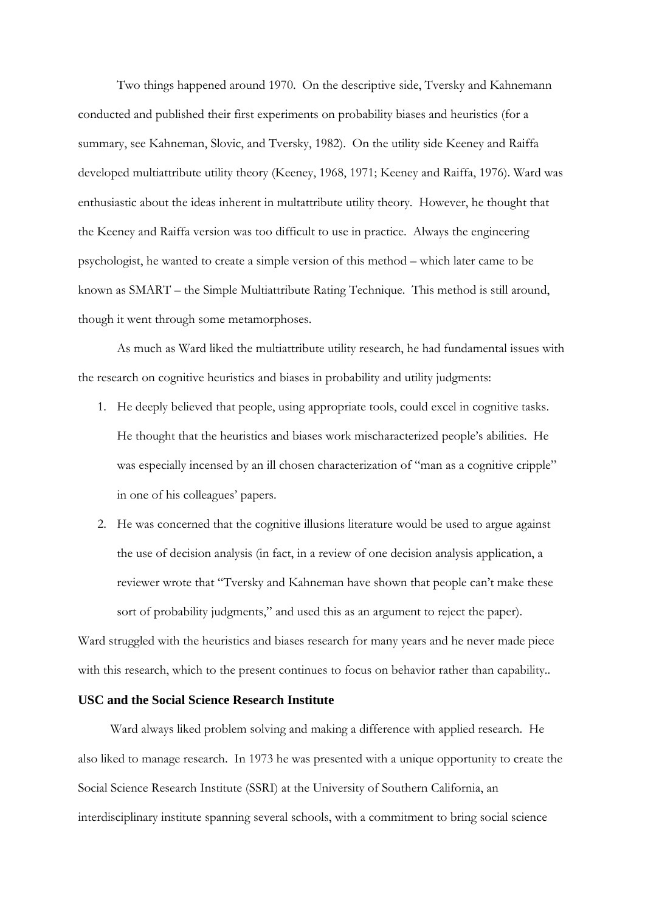Two things happened around 1970. On the descriptive side, Tversky and Kahnemann conducted and published their first experiments on probability biases and heuristics (for a summary, see Kahneman, Slovic, and Tversky, 1982). On the utility side Keeney and Raiffa developed multiattribute utility theory (Keeney, 1968, 1971; Keeney and Raiffa, 1976). Ward was enthusiastic about the ideas inherent in multattribute utility theory. However, he thought that the Keeney and Raiffa version was too difficult to use in practice. Always the engineering psychologist, he wanted to create a simple version of this method – which later came to be known as SMART – the Simple Multiattribute Rating Technique. This method is still around, though it went through some metamorphoses.

As much as Ward liked the multiattribute utility research, he had fundamental issues with the research on cognitive heuristics and biases in probability and utility judgments:

1. He deeply believed that people, using appropriate tools, could excel in cognitive tasks. He thought that the heuristics and biases work mischaracterized people's abilities. He was especially incensed by an ill chosen characterization of "man as a cognitive cripple" in one of his colleagues' papers.
2. He was concerned that the cognitive illusions literature would be used to argue against the use of decision analysis (in fact, in a review of one decision analysis application, a reviewer wrote that "Tversky and Kahneman have shown that people can't make these sort of probability judgments," and used this as an argument to reject the paper).

Ward struggled with the heuristics and biases research for many years and he never made piece with this research, which to the present continues to focus on behavior rather than capability..

## USC and the Social Science Research Institute

Ward always liked problem solving and making a difference with applied research. He also liked to manage research. In 1973 he was presented with a unique opportunity to create the Social Science Research Institute (SSRI) at the University of Southern California, an interdisciplinary institute spanning several schools, with a commitment to bring social science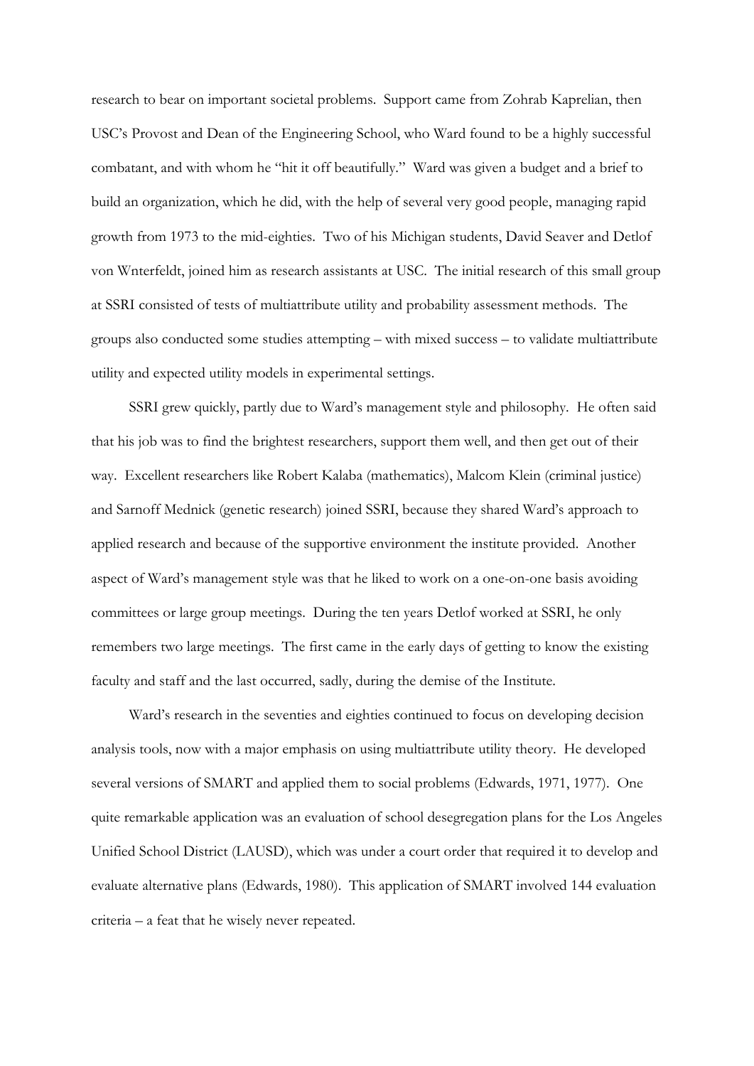research to bear on important societal problems. Support came from Zohrab Kaprelian, then USC's Provost and Dean of the Engineering School, who Ward found to be a highly successful combatant, and with whom he "hit it off beautifully." Ward was given a budget and a brief to build an organization, which he did, with the help of several very good people, managing rapid growth from 1973 to the mid-eighties. Two of his Michigan students, David Seaver and Detlof von Wnterfeldt, joined him as research assistants at USC. The initial research of this small group at SSRI consisted of tests of multiattribute utility and probability assessment methods. The groups also conducted some studies attempting – with mixed success – to validate multiattribute utility and expected utility models in experimental settings.

SSRI grew quickly, partly due to Ward's management style and philosophy. He often said that his job was to find the brightest researchers, support them well, and then get out of their way. Excellent researchers like Robert Kalaba (mathematics), Malcom Klein (criminal justice) and Sarnoff Mednick (genetic research) joined SSRI, because they shared Ward's approach to applied research and because of the supportive environment the institute provided. Another aspect of Ward's management style was that he liked to work on a one-on-one basis avoiding committees or large group meetings. During the ten years Detlof worked at SSRI, he only remembers two large meetings. The first came in the early days of getting to know the existing faculty and staff and the last occurred, sadly, during the demise of the Institute.

Ward's research in the seventies and eighties continued to focus on developing decision analysis tools, now with a major emphasis on using multiattribute utility theory. He developed several versions of SMART and applied them to social problems (Edwards, 1971, 1977). One quite remarkable application was an evaluation of school desegregation plans for the Los Angeles Unified School District (LAUSD), which was under a court order that required it to develop and evaluate alternative plans (Edwards, 1980). This application of SMART involved 144 evaluation criteria – a feat that he wisely never repeated.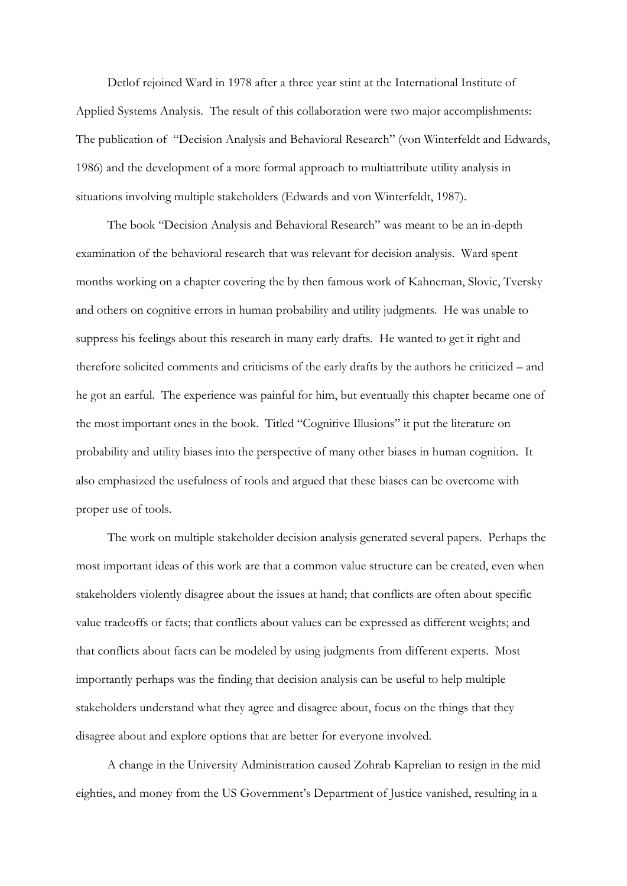Detlof rejoined Ward in 1978 after a three year stint at the International Institute of Applied Systems Analysis. The result of this collaboration were two major accomplishments: The publication of "Decision Analysis and Behavioral Research" (von Winterfeldt and Edwards, 1986) and the development of a more formal approach to multiattribute utility analysis in situations involving multiple stakeholders (Edwards and von Winterfeldt, 1987).

The book "Decision Analysis and Behavioral Research" was meant to be an in-depth examination of the behavioral research that was relevant for decision analysis. Ward spent months working on a chapter covering the by then famous work of Kahneman, Slovic, Tversky and others on cognitive errors in human probability and utility judgments. He was unable to suppress his feelings about this research in many early drafts. He wanted to get it right and therefore solicited comments and criticisms of the early drafts by the authors he criticized – and he got an earful. The experience was painful for him, but eventually this chapter became one of the most important ones in the book. Titled "Cognitive Illusions" it put the literature on probability and utility biases into the perspective of many other biases in human cognition. It also emphasized the usefulness of tools and argued that these biases can be overcome with proper use of tools.

The work on multiple stakeholder decision analysis generated several papers. Perhaps the most important ideas of this work are that a common value structure can be created, even when stakeholders violently disagree about the issues at hand; that conflicts are often about specific value tradeoffs or facts; that conflicts about values can be expressed as different weights; and that conflicts about facts can be modeled by using judgments from different experts. Most importantly perhaps was the finding that decision analysis can be useful to help multiple stakeholders understand what they agree and disagree about, focus on the things that they disagree about and explore options that are better for everyone involved.

A change in the University Administration caused Zohrab Kaprelian to resign in the mid eighties, and money from the US Government's Department of Justice vanished, resulting in a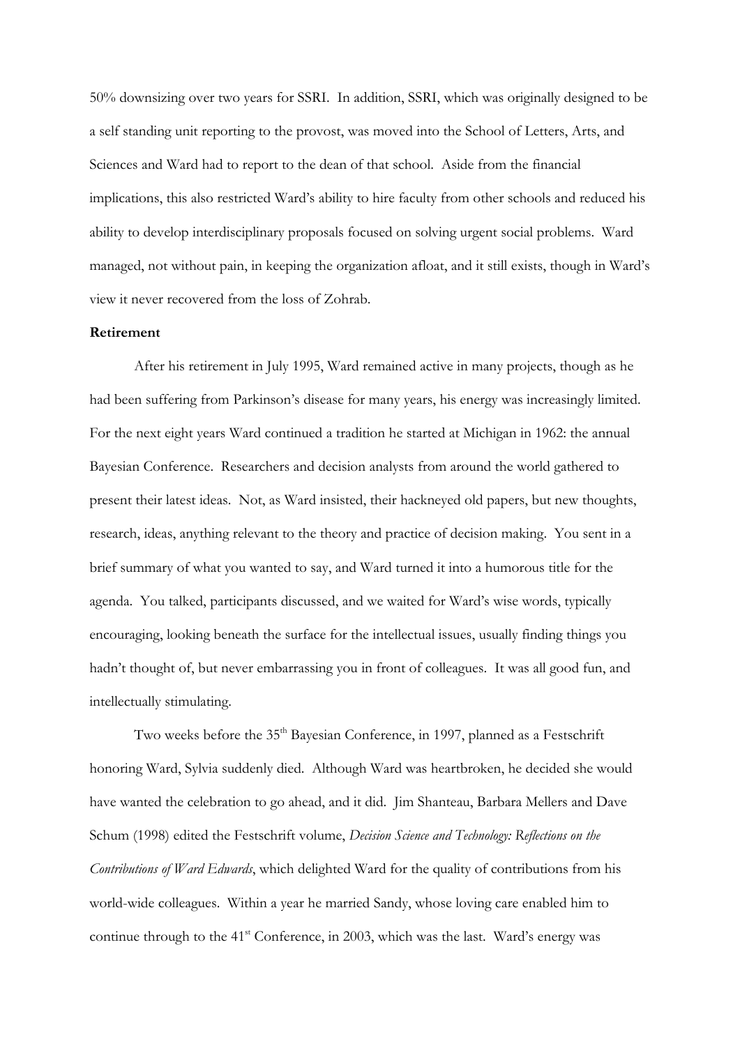50% downsizing over two years for SSRI. In addition, SSRI, which was originally designed to be a self standing unit reporting to the provost, was moved into the School of Letters, Arts, and Sciences and Ward had to report to the dean of that school. Aside from the financial implications, this also restricted Ward's ability to hire faculty from other schools and reduced his ability to develop interdisciplinary proposals focused on solving urgent social problems. Ward managed, not without pain, in keeping the organization afloat, and it still exists, though in Ward's view it never recovered from the loss of Zohrab.

**Retirement**

After his retirement in July 1995, Ward remained active in many projects, though as he had been suffering from Parkinson's disease for many years, his energy was increasingly limited. For the next eight years Ward continued a tradition he started at Michigan in 1962: the annual Bayesian Conference. Researchers and decision analysts from around the world gathered to present their latest ideas. Not, as Ward insisted, their hackneyed old papers, but new thoughts, research, ideas, anything relevant to the theory and practice of decision making. You sent in a brief summary of what you wanted to say, and Ward turned it into a humorous title for the agenda. You talked, participants discussed, and we waited for Ward's wise words, typically encouraging, looking beneath the surface for the intellectual issues, usually finding things you hadn't thought of, but never embarrassing you in front of colleagues. It was all good fun, and intellectually stimulating.

Two weeks before the 35th Bayesian Conference, in 1997, planned as a Festschrift honoring Ward, Sylvia suddenly died. Although Ward was heartbroken, he decided she would have wanted the celebration to go ahead, and it did. Jim Shanteau, Barbara Mellers and Dave Schum (1998) edited the Festschrift volume, *Decision Science and Technology: Reflections on the Contributions of Ward Edwards*, which delighted Ward for the quality of contributions from his world-wide colleagues. Within a year he married Sandy, whose loving care enabled him to continue through to the 41st Conference, in 2003, which was the last. Ward's energy was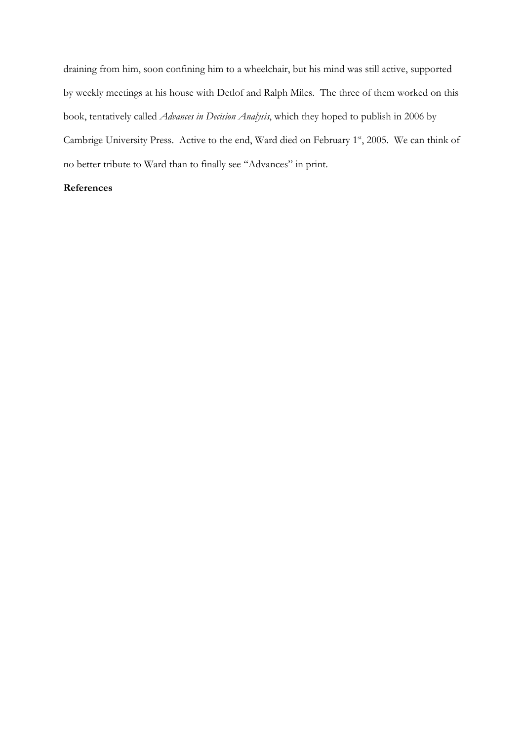draining from him, soon confining him to a wheelchair, but his mind was still active, supported by weekly meetings at his house with Detlof and Ralph Miles. The three of them worked on this book, tentatively called *Advances in Decision Analysis*, which they hoped to publish in 2006 by Cambrige University Press. Active to the end, Ward died on February 1st, 2005. We can think of no better tribute to Ward than to finally see "Advances" in print.

**References**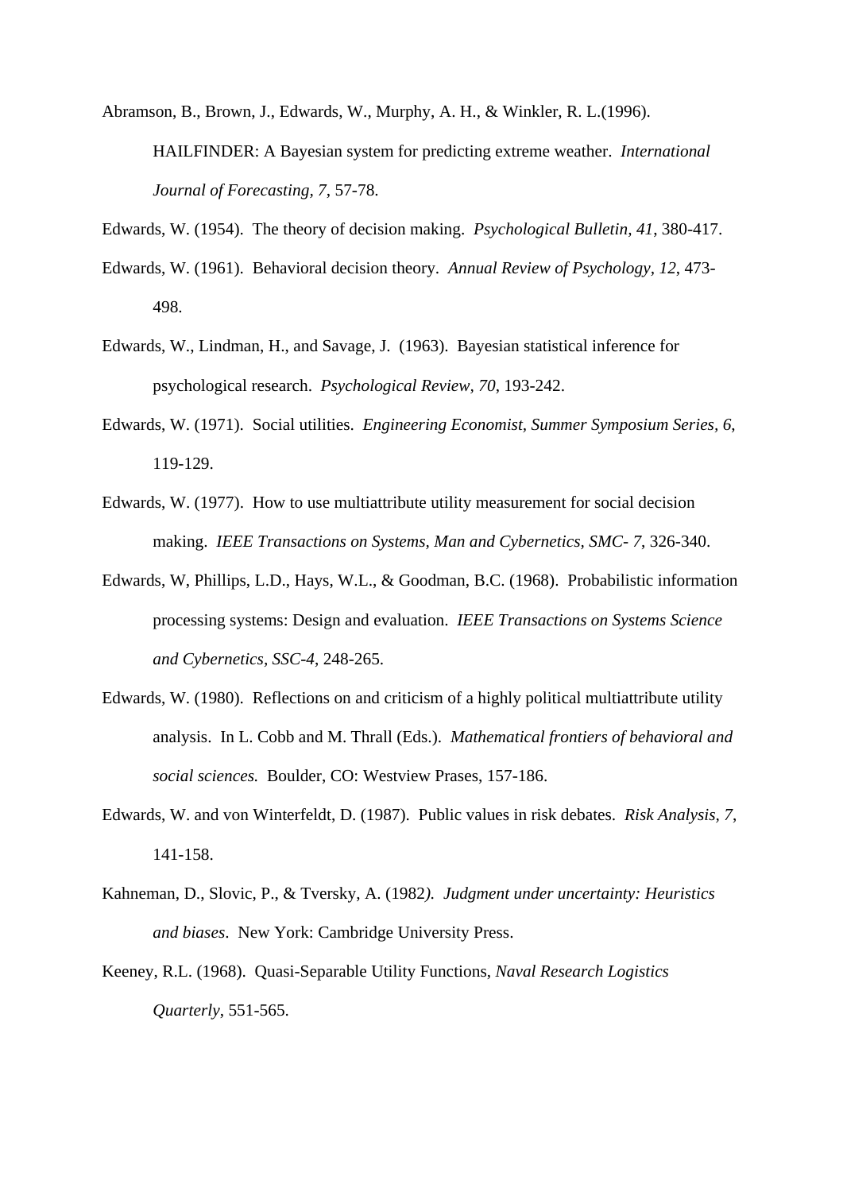Abramson, B., Brown, J., Edwards, W., Murphy, A. H., & Winkler, R. L.(1996). HAILFINDER: A Bayesian system for predicting extreme weather. *International Journal of Forecasting, 7*, 57-78.

Edwards, W. (1954). The theory of decision making. *Psychological Bulletin, 41*, 380-417.

Edwards, W. (1961). Behavioral decision theory. *Annual Review of Psychology, 12*, 473-498.

Edwards, W., Lindman, H., and Savage, J. (1963). Bayesian statistical inference for psychological research. *Psychological Review, 70*, 193-242.

Edwards, W. (1971). Social utilities. *Engineering Economist, Summer Symposium Series*, *6*, 119-129.

Edwards, W. (1977). How to use multiattribute utility measurement for social decision making. *IEEE Transactions on Systems, Man and Cybernetics, SMC- 7*, 326-340.

Edwards, W, Phillips, L.D., Hays, W.L., & Goodman, B.C. (1968). Probabilistic information processing systems: Design and evaluation. *IEEE Transactions on Systems Science and Cybernetics, SSC-4*, 248-265.

Edwards, W. (1980). Reflections on and criticism of a highly political multiattribute utility analysis. In L. Cobb and M. Thrall (Eds.). *Mathematical frontiers of behavioral and social sciences.* Boulder, CO: Westview Prases, 157-186.

Edwards, W. and von Winterfeldt, D. (1987). Public values in risk debates. *Risk Analysis, 7*, 141-158.

Kahneman, D., Slovic, P., & Tversky, A. (1982*). Judgment under uncertainty: Heuristics and biases*. New York: Cambridge University Press.

Keeney, R.L. (1968). Quasi-Separable Utility Functions, *Naval Research Logistics Quarterly*, 551-565.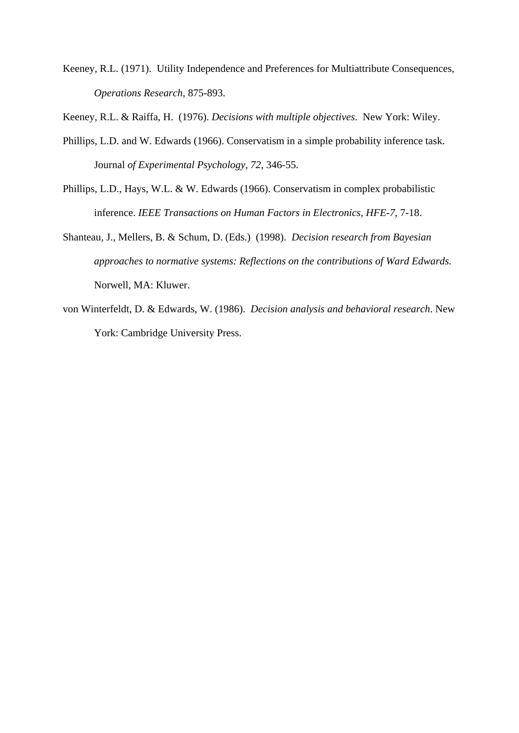Keeney, R.L. (1971). Utility Independence and Preferences for Multiattribute Consequences, *Operations Research*, 875-893.

Keeney, R.L. & Raiffa, H. (1976). *Decisions with multiple objectives*. New York: Wiley.

Phillips, L.D. and W. Edwards (1966). Conservatism in a simple probability inference task. Journal *of Experimental Psychology*, *72*, 346-55.

Phillips, L.D., Hays, W.L. & W. Edwards (1966). Conservatism in complex probabilistic inference. *IEEE Transactions on Human Factors in Electronics*, *HFE-7*, 7-18.

Shanteau, J., Mellers, B. & Schum, D. (Eds.) (1998). *Decision research from Bayesian approaches to normative systems: Reflections on the contributions of Ward Edwards.* Norwell, MA: Kluwer.

von Winterfeldt, D. & Edwards, W. (1986). *Decision analysis and behavioral research*. New York: Cambridge University Press.